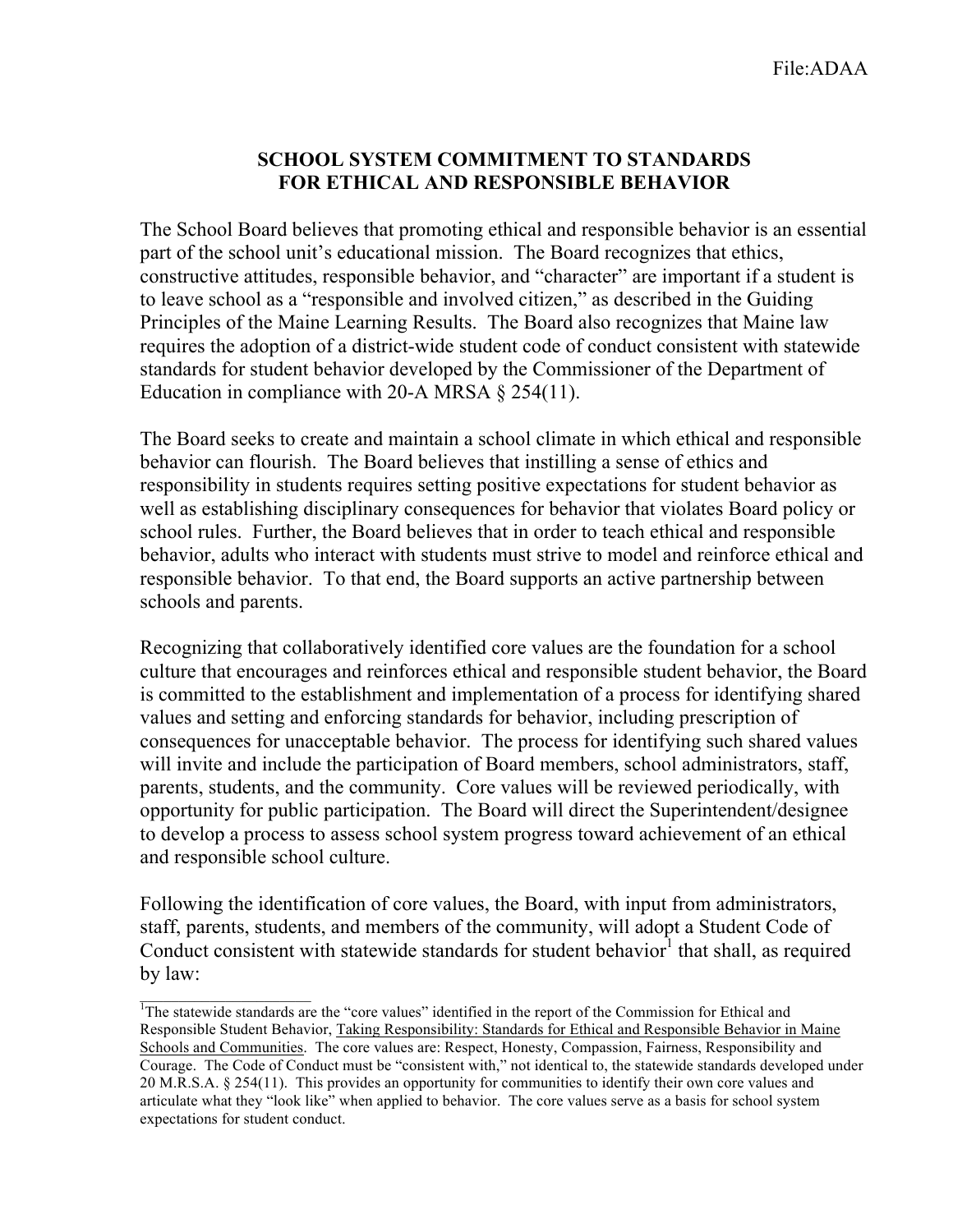File:ADAA

# SCHOOL SYSTEM COMMITMENT TO STANDARDS FOR ETHICAL AND RESPONSIBLE BEHAVIOR

The School Board believes that promoting ethical and responsible behavior is an essential part of the school unit's educational mission. The Board recognizes that ethics, constructive attitudes, responsible behavior, and "character" are important if a student is to leave school as a "responsible and involved citizen," as described in the Guiding Principles of the Maine Learning Results. The Board also recognizes that Maine law requires the adoption of a district-wide student code of conduct consistent with statewide standards for student behavior developed by the Commissioner of the Department of Education in compliance with 20-A MRSA § 254(11).

The Board seeks to create and maintain a school climate in which ethical and responsible behavior can flourish. The Board believes that instilling a sense of ethics and responsibility in students requires setting positive expectations for student behavior as well as establishing disciplinary consequences for behavior that violates Board policy or school rules. Further, the Board believes that in order to teach ethical and responsible behavior, adults who interact with students must strive to model and reinforce ethical and responsible behavior. To that end, the Board supports an active partnership between schools and parents.

Recognizing that collaboratively identified core values are the foundation for a school culture that encourages and reinforces ethical and responsible student behavior, the Board is committed to the establishment and implementation of a process for identifying shared values and setting and enforcing standards for behavior, including prescription of consequences for unacceptable behavior. The process for identifying such shared values will invite and include the participation of Board members, school administrators, staff, parents, students, and the community. Core values will be reviewed periodically, with opportunity for public participation. The Board will direct the Superintendent/designee to develop a process to assess school system progress toward achievement of an ethical and responsible school culture.

Following the identification of core values, the Board, with input from administrators, staff, parents, students, and members of the community, will adopt a Student Code of Conduct consistent with statewide standards for student behavior[1] that shall, as required by law:

---

[1]The statewide standards are the "core values" identified in the report of the Commission for Ethical and Responsible Student Behavior, Taking Responsibility: Standards for Ethical and Responsible Behavior in Maine Schools and Communities. The core values are: Respect, Honesty, Compassion, Fairness, Responsibility and Courage. The Code of Conduct must be "consistent with," not identical to, the statewide standards developed under 20 M.R.S.A. § 254(11). This provides an opportunity for communities to identify their own core values and articulate what they "look like" when applied to behavior. The core values serve as a basis for school system expectations for student conduct.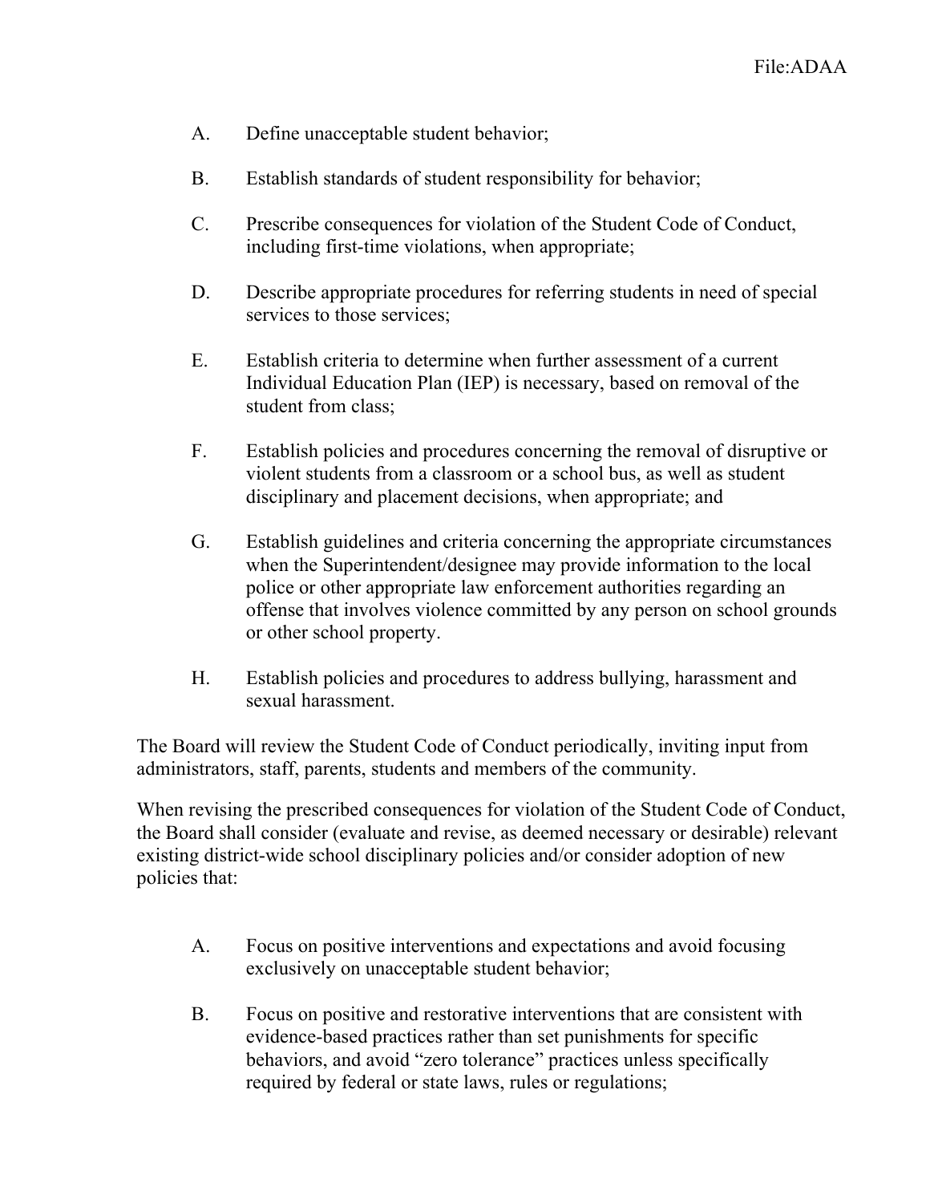A. Define unacceptable student behavior;

B. Establish standards of student responsibility for behavior;

C. Prescribe consequences for violation of the Student Code of Conduct, including first-time violations, when appropriate;

D. Describe appropriate procedures for referring students in need of special services to those services;

E. Establish criteria to determine when further assessment of a current Individual Education Plan (IEP) is necessary, based on removal of the student from class;

F. Establish policies and procedures concerning the removal of disruptive or violent students from a classroom or a school bus, as well as student disciplinary and placement decisions, when appropriate; and

G. Establish guidelines and criteria concerning the appropriate circumstances when the Superintendent/designee may provide information to the local police or other appropriate law enforcement authorities regarding an offense that involves violence committed by any person on school grounds or other school property.

H. Establish policies and procedures to address bullying, harassment and sexual harassment.

The Board will review the Student Code of Conduct periodically, inviting input from administrators, staff, parents, students and members of the community.

When revising the prescribed consequences for violation of the Student Code of Conduct, the Board shall consider (evaluate and revise, as deemed necessary or desirable) relevant existing district-wide school disciplinary policies and/or consider adoption of new policies that:

A. Focus on positive interventions and expectations and avoid focusing exclusively on unacceptable student behavior;

B. Focus on positive and restorative interventions that are consistent with evidence-based practices rather than set punishments for specific behaviors, and avoid "zero tolerance" practices unless specifically required by federal or state laws, rules or regulations;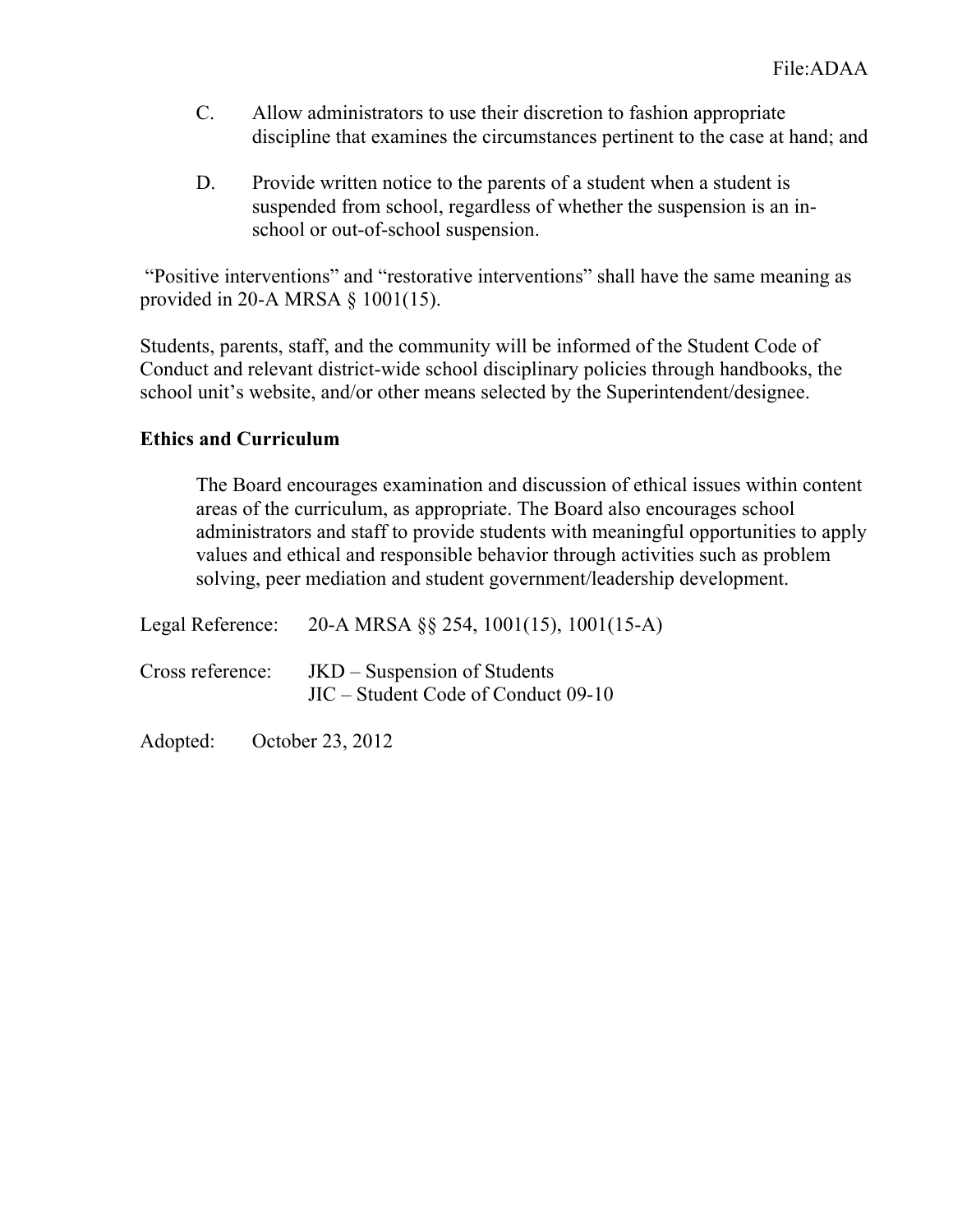C. Allow administrators to use their discretion to fashion appropriate discipline that examines the circumstances pertinent to the case at hand; and

D. Provide written notice to the parents of a student when a student is suspended from school, regardless of whether the suspension is an in-school or out-of-school suspension.

"Positive interventions" and "restorative interventions" shall have the same meaning as provided in 20-A MRSA § 1001(15).

Students, parents, staff, and the community will be informed of the Student Code of Conduct and relevant district-wide school disciplinary policies through handbooks, the school unit's website, and/or other means selected by the Superintendent/designee.

**Ethics and Curriculum**

The Board encourages examination and discussion of ethical issues within content areas of the curriculum, as appropriate. The Board also encourages school administrators and staff to provide students with meaningful opportunities to apply values and ethical and responsible behavior through activities such as problem solving, peer mediation and student government/leadership development.

Legal Reference: 20-A MRSA §§ 254, 1001(15), 1001(15-A)

Cross reference: JKD – Suspension of Students
JIC – Student Code of Conduct 09-10

Adopted: October 23, 2012